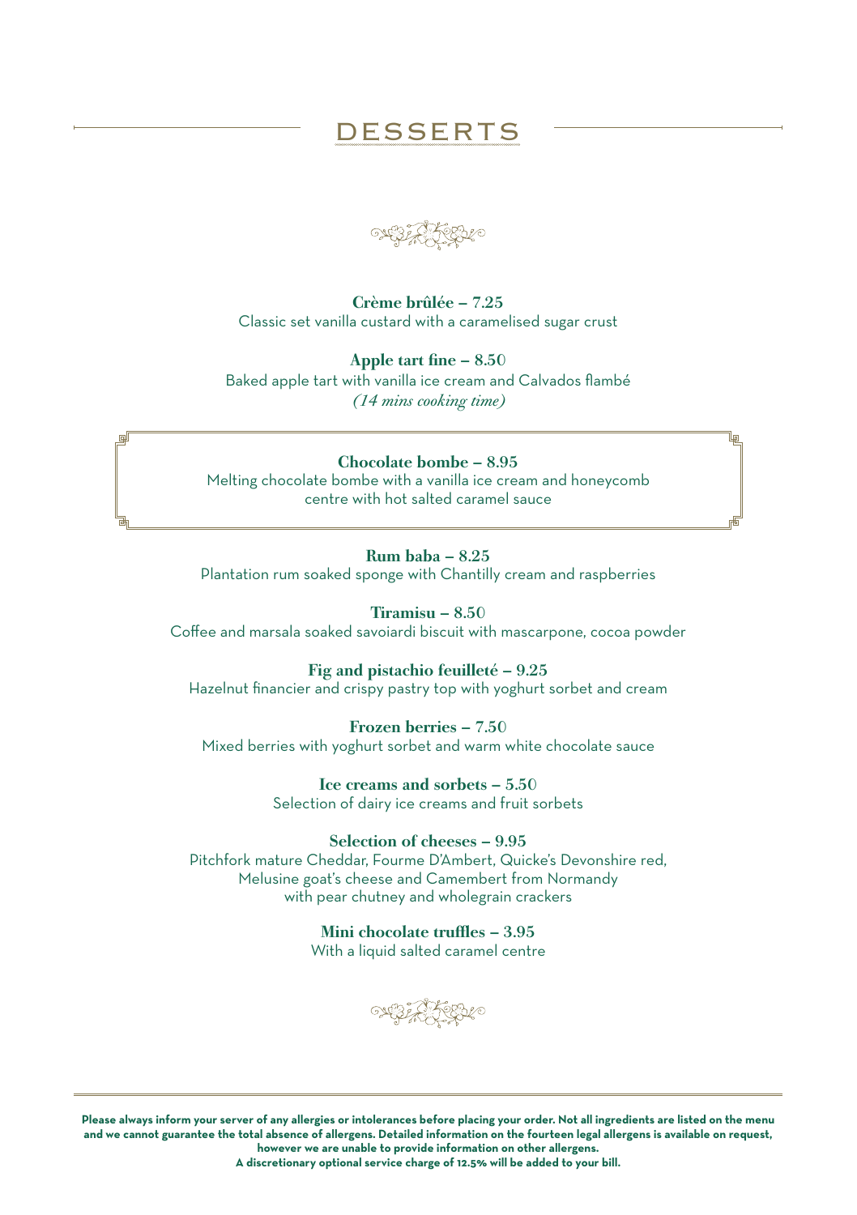# DESSERTS

**Crème brûlée – 7.25**
Classic set vanilla custard with a caramelised sugar crust

**Apple tart fine – 8.50**
Baked apple tart with vanilla ice cream and Calvados flambé
*(14 mins cooking time)*

**Chocolate bombe – 8.95**
Melting chocolate bombe with a vanilla ice cream and honeycomb centre with hot salted caramel sauce

**Rum baba – 8.25**
Plantation rum soaked sponge with Chantilly cream and raspberries

**Tiramisu – 8.50**
Coffee and marsala soaked savoiardi biscuit with mascarpone, cocoa powder

**Fig and pistachio feuilleté – 9.25**
Hazelnut financier and crispy pastry top with yoghurt sorbet and cream

**Frozen berries – 7.50**
Mixed berries with yoghurt sorbet and warm white chocolate sauce

**Ice creams and sorbets – 5.50**
Selection of dairy ice creams and fruit sorbets

**Selection of cheeses – 9.95**
Pitchfork mature Cheddar, Fourme D'Ambert, Quicke's Devonshire red, Melusine goat's cheese and Camembert from Normandy with pear chutney and wholegrain crackers

**Mini chocolate truffles – 3.95**
With a liquid salted caramel centre

**Please always inform your server of any allergies or intolerances before placing your order. Not all ingredients are listed on the menu and we cannot guarantee the total absence of allergens. Detailed information on the fourteen legal allergens is available on request, however we are unable to provide information on other allergens.**
**A discretionary optional service charge of 12.5% will be added to your bill.**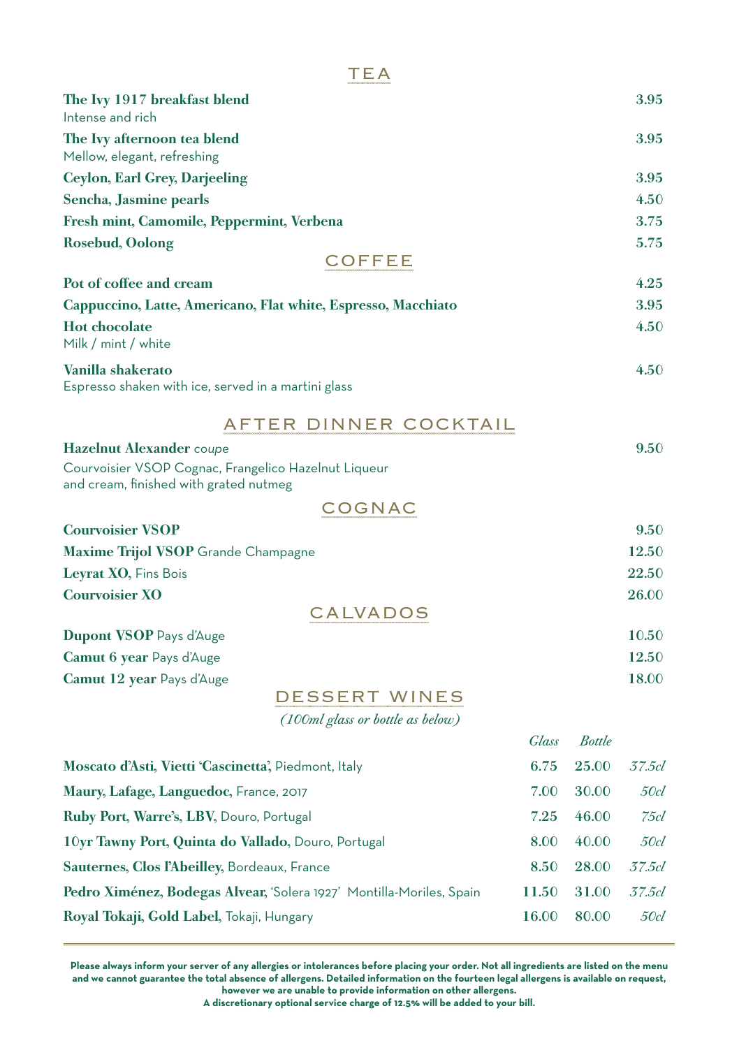## TEA

**The Ivy 1917 breakfast blend** — 3.95
Intense and rich

**The Ivy afternoon tea blend** — 3.95
Mellow, elegant, refreshing

**Ceylon, Earl Grey, Darjeeling** — 3.95

**Sencha, Jasmine pearls** — 4.50

**Fresh mint, Camomile, Peppermint, Verbena** — 3.75

**Rosebud, Oolong** — 5.75

## COFFEE

**Pot of coffee and cream** — 4.25

**Cappuccino, Latte, Americano, Flat white, Espresso, Macchiato** — 3.95

**Hot chocolate** — 4.50
Milk / mint / white

**Vanilla shakerato** — 4.50
Espresso shaken with ice, served in a martini glass

## AFTER DINNER COCKTAIL

**Hazelnut Alexander** *coupe* — 9.50
Courvoisier VSOP Cognac, Frangelico Hazelnut Liqueur and cream, finished with grated nutmeg

## COGNAC

**Courvoisier VSOP** — 9.50

**Maxime Trijol VSOP** Grande Champagne — 12.50

**Leyrat XO**, Fins Bois — 22.50

**Courvoisier XO** — 26.00

## CALVADOS

**Dupont VSOP** Pays d'Auge — 10.50

**Camut 6 year** Pays d'Auge — 12.50

**Camut 12 year** Pays d'Auge — 18.00

## DESSERT WINES

*(100ml glass or bottle as below)*

| | *Glass* | *Bottle* | |
|---|---|---|---|
| **Moscato d'Asti, Vietti 'Cascinetta'**, Piedmont, Italy | 6.75 | 25.00 | *37.5cl* |
| **Maury, Lafage, Languedoc**, France, 2017 | 7.00 | 30.00 | *50cl* |
| **Ruby Port, Warre's, LBV**, Douro, Portugal | 7.25 | 46.00 | *75cl* |
| **10yr Tawny Port, Quinta do Vallado**, Douro, Portugal | 8.00 | 40.00 | *50cl* |
| **Sauternes, Clos l'Abeilley**, Bordeaux, France | 8.50 | 28.00 | *37.5cl* |
| **Pedro Ximénez, Bodegas Alvear**, 'Solera 1927' Montilla-Moriles, Spain | 11.50 | 31.00 | *37.5cl* |
| **Royal Tokaji, Gold Label**, Tokaji, Hungary | 16.00 | 80.00 | *50cl* |

**Please always inform your server of any allergies or intolerances before placing your order. Not all ingredients are listed on the menu and we cannot guarantee the total absence of allergens. Detailed information on the fourteen legal allergens is available on request, however we are unable to provide information on other allergens.**
**A discretionary optional service charge of 12.5% will be added to your bill.**